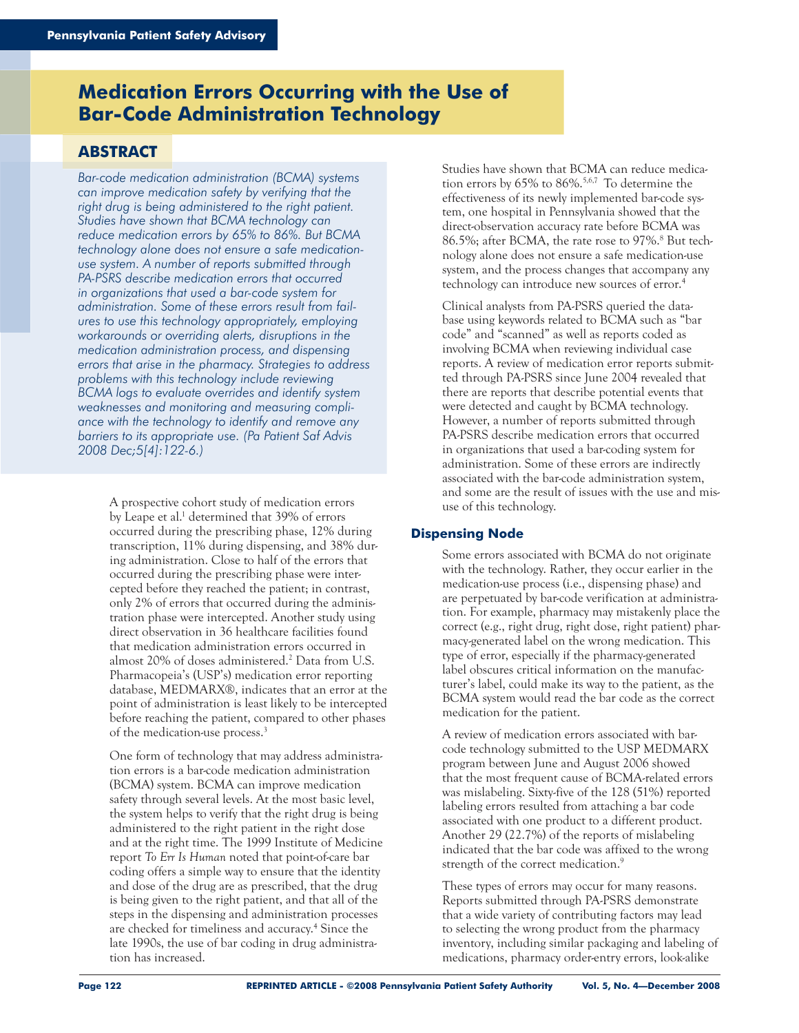# Medication Errors Occurring with the Use of Bar-Code Administration Technology

## ABSTRACT

*Bar-code medication administration (BCMA) systems can improve medication safety by verifying that the right drug is being administered to the right patient. Studies have shown that BCMA technology can reduce medication errors by 65% to 86%. But BCMA technology alone does not ensure a safe medication-use system. A number of reports submitted through PA-PSRS describe medication errors that occurred in organizations that used a bar-code system for administration. Some of these errors result from failures to use this technology appropriately, employing workarounds or overriding alerts, disruptions in the medication administration process, and dispensing errors that arise in the pharmacy. Strategies to address problems with this technology include reviewing BCMA logs to evaluate overrides and identify system weaknesses and monitoring and measuring compliance with the technology to identify and remove any barriers to its appropriate use. (Pa Patient Saf Advis 2008 Dec;5[4]:122-6.)*

A prospective cohort study of medication errors by Leape et al.[1] determined that 39% of errors occurred during the prescribing phase, 12% during transcription, 11% during dispensing, and 38% during administration. Close to half of the errors that occurred during the prescribing phase were intercepted before they reached the patient; in contrast, only 2% of errors that occurred during the administration phase were intercepted. Another study using direct observation in 36 healthcare facilities found that medication administration errors occurred in almost 20% of doses administered.[2] Data from U.S. Pharmacopeia's (USP's) medication error reporting database, MEDMARX®, indicates that an error at the point of administration is least likely to be intercepted before reaching the patient, compared to other phases of the medication-use process.[3]

One form of technology that may address administration errors is a bar-code medication administration (BCMA) system. BCMA can improve medication safety through several levels. At the most basic level, the system helps to verify that the right drug is being administered to the right patient in the right dose and at the right time. The 1999 Institute of Medicine report *To Err Is Human* noted that point-of-care bar coding offers a simple way to ensure that the identity and dose of the drug are as prescribed, that the drug is being given to the right patient, and that all of the steps in the dispensing and administration processes are checked for timeliness and accuracy.[4] Since the late 1990s, the use of bar coding in drug administration has increased.

Studies have shown that BCMA can reduce medication errors by 65% to 86%.[5,6,7] To determine the effectiveness of its newly implemented bar-code system, one hospital in Pennsylvania showed that the direct-observation accuracy rate before BCMA was 86.5%; after BCMA, the rate rose to 97%.[8] But technology alone does not ensure a safe medication-use system, and the process changes that accompany any technology can introduce new sources of error.[4]

Clinical analysts from PA-PSRS queried the database using keywords related to BCMA such as "bar code" and "scanned" as well as reports coded as involving BCMA when reviewing individual case reports. A review of medication error reports submitted through PA-PSRS since June 2004 revealed that there are reports that describe potential events that were detected and caught by BCMA technology. However, a number of reports submitted through PA-PSRS describe medication errors that occurred in organizations that used a bar-coding system for administration. Some of these errors are indirectly associated with the bar-code administration system, and some are the result of issues with the use and misuse of this technology.

### Dispensing Node

Some errors associated with BCMA do not originate with the technology. Rather, they occur earlier in the medication-use process (i.e., dispensing phase) and are perpetuated by bar-code verification at administration. For example, pharmacy may mistakenly place the correct (e.g., right drug, right dose, right patient) pharmacy-generated label on the wrong medication. This type of error, especially if the pharmacy-generated label obscures critical information on the manufacturer's label, could make its way to the patient, as the BCMA system would read the bar code as the correct medication for the patient.

A review of medication errors associated with bar-code technology submitted to the USP MEDMARX program between June and August 2006 showed that the most frequent cause of BCMA-related errors was mislabeling. Sixty-five of the 128 (51%) reported labeling errors resulted from attaching a bar code associated with one product to a different product. Another 29 (22.7%) of the reports of mislabeling indicated that the bar code was affixed to the wrong strength of the correct medication.[9]

These types of errors may occur for many reasons. Reports submitted through PA-PSRS demonstrate that a wide variety of contributing factors may lead to selecting the wrong product from the pharmacy inventory, including similar packaging and labeling of medications, pharmacy order-entry errors, look-alike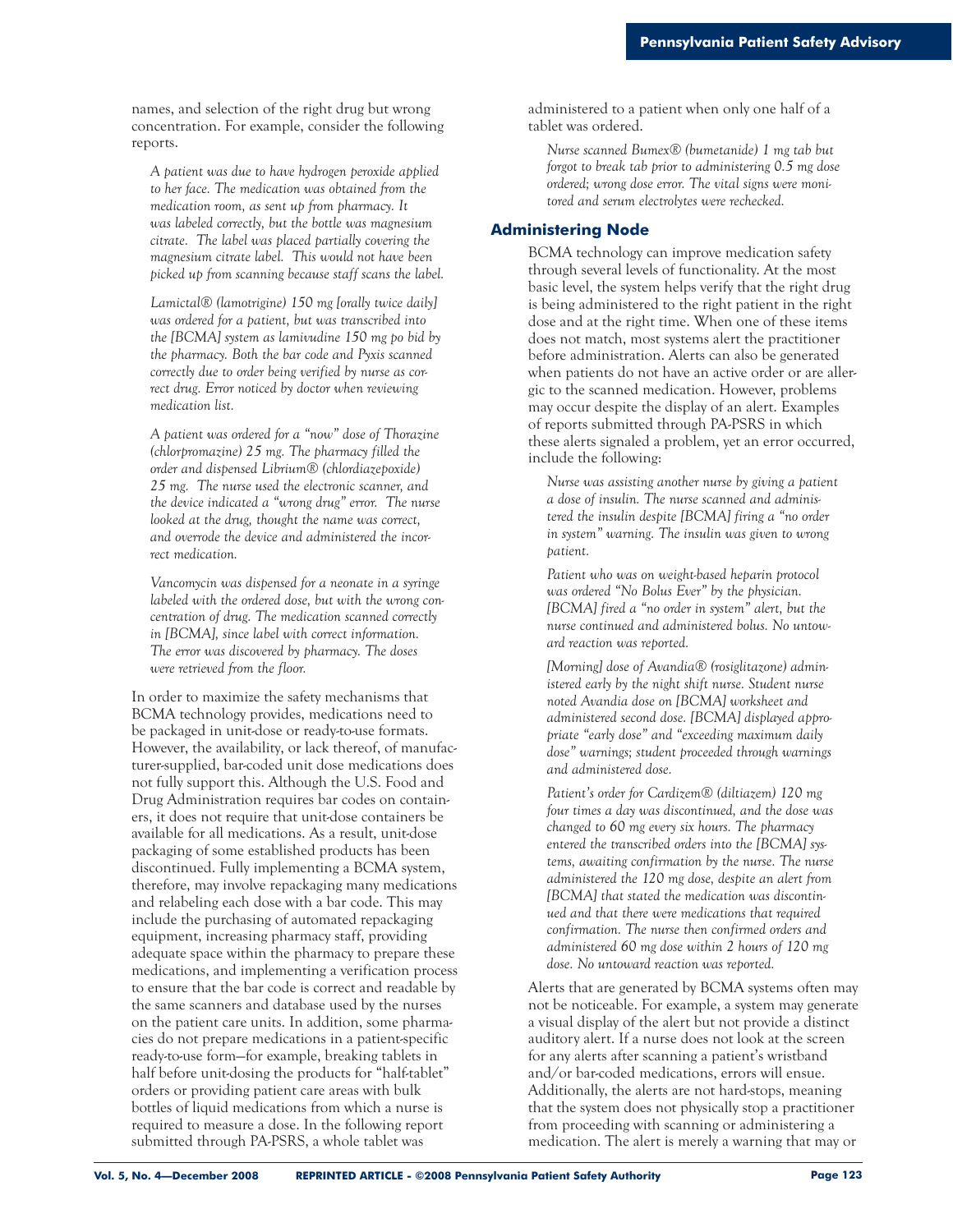names, and selection of the right drug but wrong concentration. For example, consider the following reports.

*A patient was due to have hydrogen peroxide applied to her face. The medication was obtained from the medication room, as sent up from pharmacy. It was labeled correctly, but the bottle was magnesium citrate. The label was placed partially covering the magnesium citrate label. This would not have been picked up from scanning because staff scans the label.*

*Lamictal® (lamotrigine) 150 mg [orally twice daily] was ordered for a patient, but was transcribed into the [BCMA] system as lamivudine 150 mg po bid by the pharmacy. Both the bar code and Pyxis scanned correctly due to order being verified by nurse as correct drug. Error noticed by doctor when reviewing medication list.*

*A patient was ordered for a "now" dose of Thorazine (chlorpromazine) 25 mg. The pharmacy filled the order and dispensed Librium® (chlordiazepoxide) 25 mg. The nurse used the electronic scanner, and the device indicated a "wrong drug" error. The nurse looked at the drug, thought the name was correct, and overrode the device and administered the incorrect medication.*

*Vancomycin was dispensed for a neonate in a syringe labeled with the ordered dose, but with the wrong concentration of drug. The medication scanned correctly in [BCMA], since label with correct information. The error was discovered by pharmacy. The doses were retrieved from the floor.*

In order to maximize the safety mechanisms that BCMA technology provides, medications need to be packaged in unit-dose or ready-to-use formats. However, the availability, or lack thereof, of manufacturer-supplied, bar-coded unit dose medications does not fully support this. Although the U.S. Food and Drug Administration requires bar codes on containers, it does not require that unit-dose containers be available for all medications. As a result, unit-dose packaging of some established products has been discontinued. Fully implementing a BCMA system, therefore, may involve repackaging many medications and relabeling each dose with a bar code. This may include the purchasing of automated repackaging equipment, increasing pharmacy staff, providing adequate space within the pharmacy to prepare these medications, and implementing a verification process to ensure that the bar code is correct and readable by the same scanners and database used by the nurses on the patient care units. In addition, some pharmacies do not prepare medications in a patient-specific ready-to-use form—for example, breaking tablets in half before unit-dosing the products for "half-tablet" orders or providing patient care areas with bulk bottles of liquid medications from which a nurse is required to measure a dose. In the following report submitted through PA-PSRS, a whole tablet was administered to a patient when only one half of a tablet was ordered.

*Nurse scanned Bumex® (bumetanide) 1 mg tab but forgot to break tab prior to administering 0.5 mg dose ordered; wrong dose error. The vital signs were monitored and serum electrolytes were rechecked.*

## Administering Node

BCMA technology can improve medication safety through several levels of functionality. At the most basic level, the system helps verify that the right drug is being administered to the right patient in the right dose and at the right time. When one of these items does not match, most systems alert the practitioner before administration. Alerts can also be generated when patients do not have an active order or are allergic to the scanned medication. However, problems may occur despite the display of an alert. Examples of reports submitted through PA-PSRS in which these alerts signaled a problem, yet an error occurred, include the following:

*Nurse was assisting another nurse by giving a patient a dose of insulin. The nurse scanned and administered the insulin despite [BCMA] firing a "no order in system" warning. The insulin was given to wrong patient.*

*Patient who was on weight-based heparin protocol was ordered "No Bolus Ever" by the physician. [BCMA] fired a "no order in system" alert, but the nurse continued and administered bolus. No untoward reaction was reported.*

*[Morning] dose of Avandia® (rosiglitazone) administered early by the night shift nurse. Student nurse noted Avandia dose on [BCMA] worksheet and administered second dose. [BCMA] displayed appropriate "early dose" and "exceeding maximum daily dose" warnings; student proceeded through warnings and administered dose.*

*Patient's order for Cardizem® (diltiazem) 120 mg four times a day was discontinued, and the dose was changed to 60 mg every six hours. The pharmacy entered the transcribed orders into the [BCMA] systems, awaiting confirmation by the nurse. The nurse administered the 120 mg dose, despite an alert from [BCMA] that stated the medication was discontinued and that there were medications that required confirmation. The nurse then confirmed orders and administered 60 mg dose within 2 hours of 120 mg dose. No untoward reaction was reported.*

Alerts that are generated by BCMA systems often may not be noticeable. For example, a system may generate a visual display of the alert but not provide a distinct auditory alert. If a nurse does not look at the screen for any alerts after scanning a patient's wristband and/or bar-coded medications, errors will ensue. Additionally, the alerts are not hard-stops, meaning that the system does not physically stop a practitioner from proceeding with scanning or administering a medication. The alert is merely a warning that may or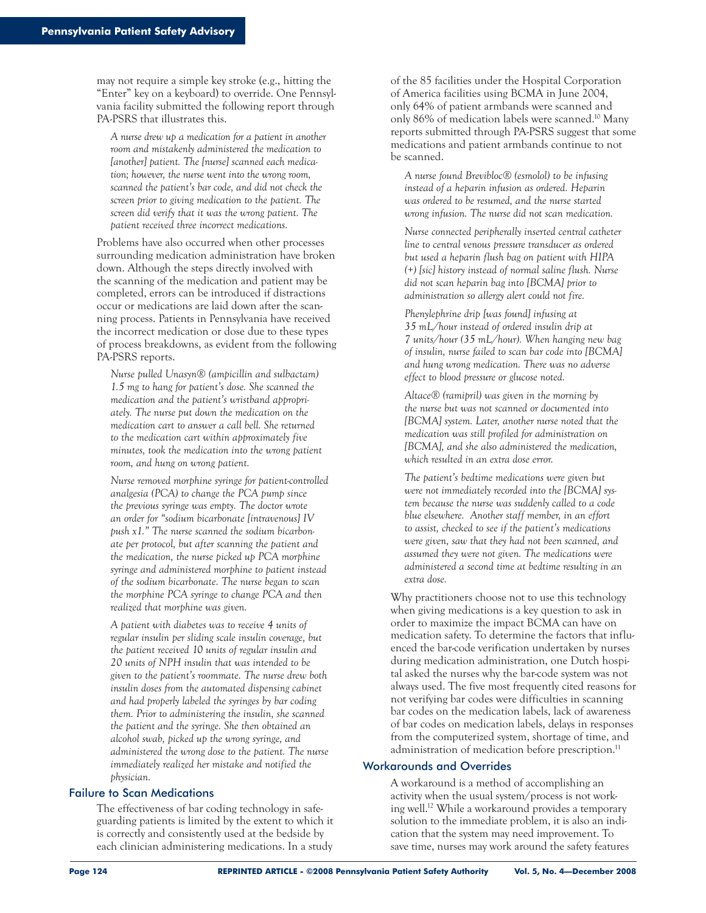may not require a simple key stroke (e.g., hitting the "Enter" key on a keyboard) to override. One Pennsylvania facility submitted the following report through PA-PSRS that illustrates this.

> *A nurse drew up a medication for a patient in another room and mistakenly administered the medication to [another] patient. The [nurse] scanned each medication; however, the nurse went into the wrong room, scanned the patient's bar code, and did not check the screen prior to giving medication to the patient. The screen did verify that it was the wrong patient. The patient received three incorrect medications.*

Problems have also occurred when other processes surrounding medication administration have broken down. Although the steps directly involved with the scanning of the medication and patient may be completed, errors can be introduced if distractions occur or medications are laid down after the scanning process. Patients in Pennsylvania have received the incorrect medication or dose due to these types of process breakdowns, as evident from the following PA-PSRS reports.

> *Nurse pulled Unasyn® (ampicillin and sulbactam) 1.5 mg to hang for patient's dose. She scanned the medication and the patient's wristband appropriately. The nurse put down the medication on the medication cart to answer a call bell. She returned to the medication cart within approximately five minutes, took the medication into the wrong patient room, and hung on wrong patient.*

> *Nurse removed morphine syringe for patient-controlled analgesia (PCA) to change the PCA pump since the previous syringe was empty. The doctor wrote an order for "sodium bicarbonate [intravenous] IV push x1." The nurse scanned the sodium bicarbonate per protocol, but after scanning the patient and the medication, the nurse picked up PCA morphine syringe and administered morphine to patient instead of the sodium bicarbonate. The nurse began to scan the morphine PCA syringe to change PCA and then realized that morphine was given.*

> *A patient with diabetes was to receive 4 units of regular insulin per sliding scale insulin coverage, but the patient received 10 units of regular insulin and 20 units of NPH insulin that was intended to be given to the patient's roommate. The nurse drew both insulin doses from the automated dispensing cabinet and had properly labeled the syringes by bar coding them. Prior to administering the insulin, she scanned the patient and the syringe. She then obtained an alcohol swab, picked up the wrong syringe, and administered the wrong dose to the patient. The nurse immediately realized her mistake and notified the physician.*

## Failure to Scan Medications

The effectiveness of bar coding technology in safeguarding patients is limited by the extent to which it is correctly and consistently used at the bedside by each clinician administering medications. In a study of the 85 facilities under the Hospital Corporation of America facilities using BCMA in June 2004, only 64% of patient armbands were scanned and only 86% of medication labels were scanned.[10] Many reports submitted through PA-PSRS suggest that some medications and patient armbands continue to not be scanned.

> *A nurse found Brevibloc® (esmolol) to be infusing instead of a heparin infusion as ordered. Heparin was ordered to be resumed, and the nurse started wrong infusion. The nurse did not scan medication.*

> *Nurse connected peripherally inserted central catheter line to central venous pressure transducer as ordered but used a heparin flush bag on patient with HIPA (+) [sic] history instead of normal saline flush. Nurse did not scan heparin bag into [BCMA] prior to administration so allergy alert could not fire.*

> *Phenylephrine drip [was found] infusing at 35 mL/hour instead of ordered insulin drip at 7 units/hour (35 mL/hour). When hanging new bag of insulin, nurse failed to scan bar code into [BCMA] and hung wrong medication. There was no adverse effect to blood pressure or glucose noted.*

> *Altace® (ramipril) was given in the morning by the nurse but was not scanned or documented into [BCMA] system. Later, another nurse noted that the medication was still profiled for administration on [BCMA], and she also administered the medication, which resulted in an extra dose error.*

> *The patient's bedtime medications were given but were not immediately recorded into the [BCMA] system because the nurse was suddenly called to a code blue elsewhere. Another staff member, in an effort to assist, checked to see if the patient's medications were given, saw that they had not been scanned, and assumed they were not given. The medications were administered a second time at bedtime resulting in an extra dose.*

Why practitioners choose not to use this technology when giving medications is a key question to ask in order to maximize the impact BCMA can have on medication safety. To determine the factors that influenced the bar-code verification undertaken by nurses during medication administration, one Dutch hospital asked the nurses why the bar-code system was not always used. The five most frequently cited reasons for not verifying bar codes were difficulties in scanning bar codes on the medication labels, lack of awareness of bar codes on medication labels, delays in responses from the computerized system, shortage of time, and administration of medication before prescription.[11]

## Workarounds and Overrides

A workaround is a method of accomplishing an activity when the usual system/process is not working well.[12] While a workaround provides a temporary solution to the immediate problem, it is also an indication that the system may need improvement. To save time, nurses may work around the safety features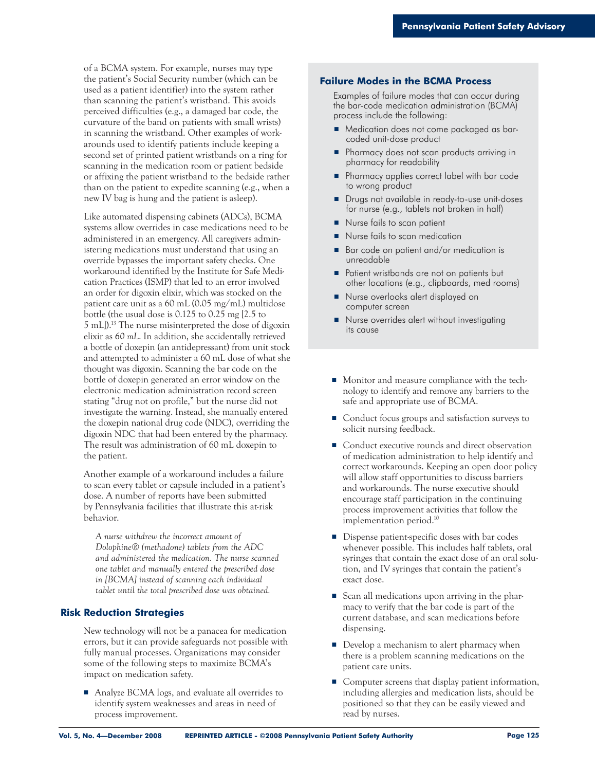of a BCMA system. For example, nurses may type the patient's Social Security number (which can be used as a patient identifier) into the system rather than scanning the patient's wristband. This avoids perceived difficulties (e.g., a damaged bar code, the curvature of the band on patients with small wrists) in scanning the wristband. Other examples of workarounds used to identify patients include keeping a second set of printed patient wristbands on a ring for scanning in the medication room or patient bedside or affixing the patient wristband to the bedside rather than on the patient to expedite scanning (e.g., when a new IV bag is hung and the patient is asleep).

Like automated dispensing cabinets (ADCs), BCMA systems allow overrides in case medications need to be administered in an emergency. All caregivers administering medications must understand that using an override bypasses the important safety checks. One workaround identified by the Institute for Safe Medication Practices (ISMP) that led to an error involved an order for digoxin elixir, which was stocked on the patient care unit as a 60 mL (0.05 mg/mL) multidose bottle (the usual dose is 0.125 to 0.25 mg [2.5 to 5 mL]).[13] The nurse misinterpreted the dose of digoxin elixir as *60 mL*. In addition, she accidentally retrieved a bottle of doxepin (an antidepressant) from unit stock and attempted to administer a 60 mL dose of what she thought was digoxin. Scanning the bar code on the bottle of doxepin generated an error window on the electronic medication administration record screen stating "drug not on profile," but the nurse did not investigate the warning. Instead, she manually entered the doxepin national drug code (NDC), overriding the digoxin NDC that had been entered by the pharmacy. The result was administration of 60 mL doxepin to the patient.

Another example of a workaround includes a failure to scan every tablet or capsule included in a patient's dose. A number of reports have been submitted by Pennsylvania facilities that illustrate this at-risk behavior.

> *A nurse withdrew the incorrect amount of Dolophine® (methadone) tablets from the ADC and administered the medication. The nurse scanned one tablet and manually entered the prescribed dose in [BCMA] instead of scanning each individual tablet until the total prescribed dose was obtained.*

## Risk Reduction Strategies

New technology will not be a panacea for medication errors, but it can provide safeguards not possible with fully manual processes. Organizations may consider some of the following steps to maximize BCMA's impact on medication safety.

- Analyze BCMA logs, and evaluate all overrides to identify system weaknesses and areas in need of process improvement.
- Monitor and measure compliance with the technology to identify and remove any barriers to the safe and appropriate use of BCMA.
- Conduct focus groups and satisfaction surveys to solicit nursing feedback.
- Conduct executive rounds and direct observation of medication administration to help identify and correct workarounds. Keeping an open door policy will allow staff opportunities to discuss barriers and workarounds. The nurse executive should encourage staff participation in the continuing process improvement activities that follow the implementation period.[10]
- Dispense patient-specific doses with bar codes whenever possible. This includes half tablets, oral syringes that contain the exact dose of an oral solution, and IV syringes that contain the patient's exact dose.
- Scan all medications upon arriving in the pharmacy to verify that the bar code is part of the current database, and scan medications before dispensing.
- Develop a mechanism to alert pharmacy when there is a problem scanning medications on the patient care units.
- Computer screens that display patient information, including allergies and medication lists, should be positioned so that they can be easily viewed and read by nurses.

### Failure Modes in the BCMA Process

Examples of failure modes that can occur during the bar-code medication administration (BCMA) process include the following:

- Medication does not come packaged as bar-coded unit-dose product
- Pharmacy does not scan products arriving in pharmacy for readability
- Pharmacy applies correct label with bar code to wrong product
- Drugs not available in ready-to-use unit-doses for nurse (e.g., tablets not broken in half)
- Nurse fails to scan patient
- Nurse fails to scan medication
- Bar code on patient and/or medication is unreadable
- Patient wristbands are not on patients but other locations (e.g., clipboards, med rooms)
- Nurse overlooks alert displayed on computer screen
- Nurse overrides alert without investigating its cause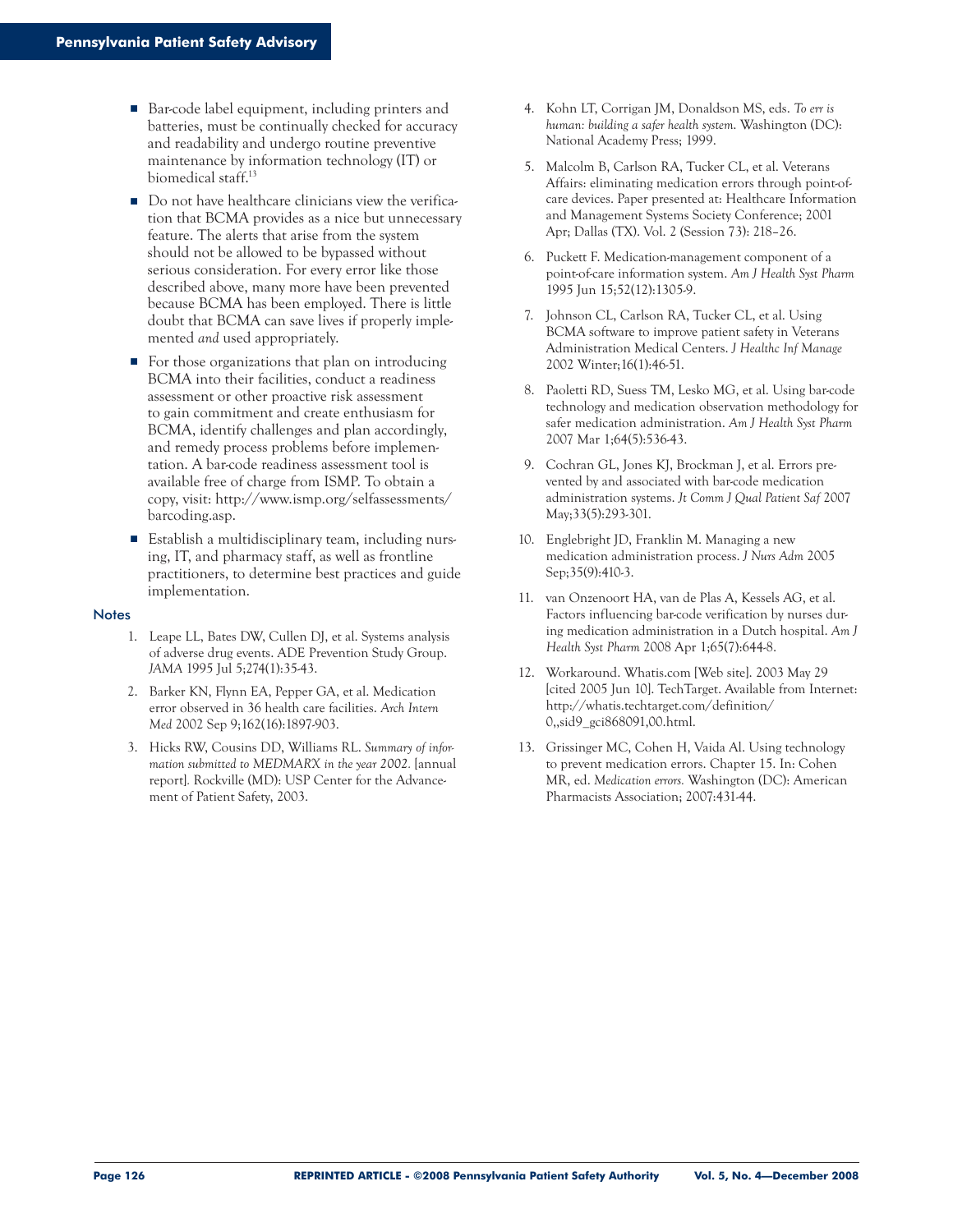- Bar-code label equipment, including printers and batteries, must be continually checked for accuracy and readability and undergo routine preventive maintenance by information technology (IT) or biomedical staff.[13]

- Do not have healthcare clinicians view the verification that BCMA provides as a nice but unnecessary feature. The alerts that arise from the system should not be allowed to be bypassed without serious consideration. For every error like those described above, many more have been prevented because BCMA has been employed. There is little doubt that BCMA can save lives if properly implemented *and* used appropriately.

- For those organizations that plan on introducing BCMA into their facilities, conduct a readiness assessment or other proactive risk assessment to gain commitment and create enthusiasm for BCMA, identify challenges and plan accordingly, and remedy process problems before implementation. A bar-code readiness assessment tool is available free of charge from ISMP. To obtain a copy, visit: http://www.ismp.org/selfassessments/barcoding.asp.

- Establish a multidisciplinary team, including nursing, IT, and pharmacy staff, as well as frontline practitioners, to determine best practices and guide implementation.

## Notes

1. Leape LL, Bates DW, Cullen DJ, et al. Systems analysis of adverse drug events. ADE Prevention Study Group. *JAMA* 1995 Jul 5;274(1):35-43.

2. Barker KN, Flynn EA, Pepper GA, et al. Medication error observed in 36 health care facilities. *Arch Intern Med* 2002 Sep 9;162(16):1897-903.

3. Hicks RW, Cousins DD, Williams RL. *Summary of information submitted to MEDMARX in the year 2002.* [annual report]. Rockville (MD): USP Center for the Advancement of Patient Safety, 2003.

4. Kohn LT, Corrigan JM, Donaldson MS, eds. *To err is human: building a safer health system*. Washington (DC): National Academy Press; 1999.

5. Malcolm B, Carlson RA, Tucker CL, et al. Veterans Affairs: eliminating medication errors through point-of-care devices. Paper presented at: Healthcare Information and Management Systems Society Conference; 2001 Apr; Dallas (TX). Vol. 2 (Session 73): 218–26.

6. Puckett F. Medication-management component of a point-of-care information system. *Am J Health Syst Pharm* 1995 Jun 15;52(12):1305-9.

7. Johnson CL, Carlson RA, Tucker CL, et al. Using BCMA software to improve patient safety in Veterans Administration Medical Centers. *J Healthc Inf Manage* 2002 Winter;16(1):46-51.

8. Paoletti RD, Suess TM, Lesko MG, et al. Using bar-code technology and medication observation methodology for safer medication administration. *Am J Health Syst Pharm* 2007 Mar 1;64(5):536-43.

9. Cochran GL, Jones KJ, Brockman J, et al. Errors prevented by and associated with bar-code medication administration systems. *Jt Comm J Qual Patient Saf* 2007 May;33(5):293-301.

10. Englebright JD, Franklin M. Managing a new medication administration process. *J Nurs Adm* 2005 Sep;35(9):410-3.

11. van Onzenoort HA, van de Plas A, Kessels AG, et al. Factors influencing bar-code verification by nurses during medication administration in a Dutch hospital. *Am J Health Syst Pharm* 2008 Apr 1;65(7):644-8.

12. Workaround. Whatis.com [Web site]. 2003 May 29 [cited 2005 Jun 10]. TechTarget. Available from Internet: http://whatis.techtarget.com/definition/0,,sid9_gci868091,00.html.

13. Grissinger MC, Cohen H, Vaida AJ. Using technology to prevent medication errors. Chapter 15. In: Cohen MR, ed. *Medication errors.* Washington (DC): American Pharmacists Association; 2007:431-44.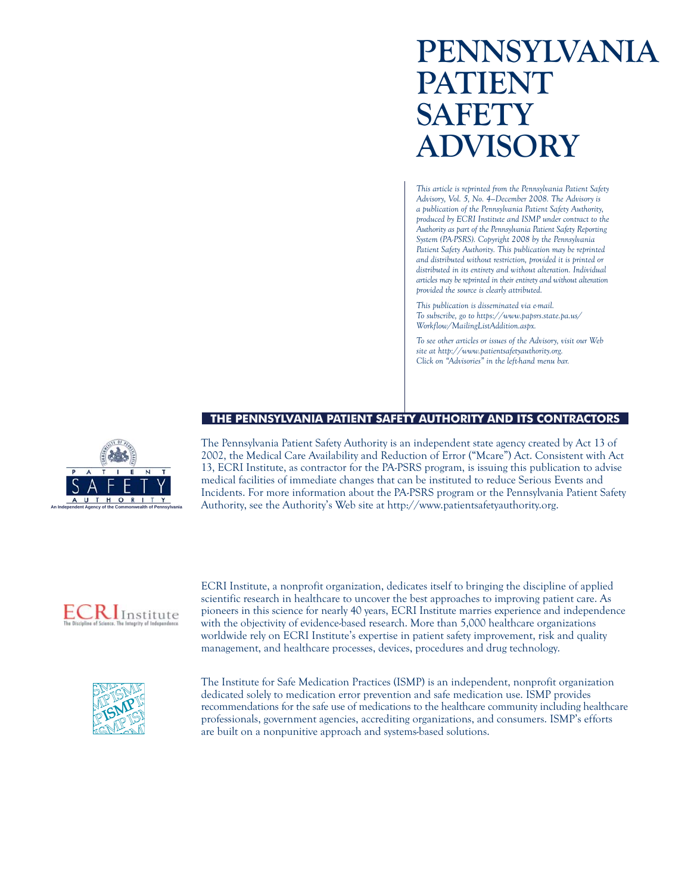# PENNSYLVANIA PATIENT SAFETY ADVISORY

*This article is reprinted from the Pennsylvania Patient Safety Advisory, Vol. 5, No. 4—December 2008. The Advisory is a publication of the Pennsylvania Patient Safety Authority, produced by ECRI Institute and ISMP under contract to the Authority as part of the Pennsylvania Patient Safety Reporting System (PA-PSRS). Copyright 2008 by the Pennsylvania Patient Safety Authority. This publication may be reprinted and distributed without restriction, provided it is printed or distributed in its entirety and without alteration. Individual articles may be reprinted in their entirety and without alteration provided the source is clearly attributed.*

*This publication is disseminated via e-mail. To subscribe, go to https://www.papsrs.state.pa.us/Workflow/MailingListAddition.aspx.*

*To see other articles or issues of the Advisory, visit our Web site at http://www.patientsafetyauthority.org. Click on "Advisories" in the left-hand menu bar.*

## THE PENNSYLVANIA PATIENT SAFETY AUTHORITY AND ITS CONTRACTORS

PATIENT SAFETY AUTHORITY
An Independent Agency of the Commonwealth of Pennsylvania

The Pennsylvania Patient Safety Authority is an independent state agency created by Act 13 of 2002, the Medical Care Availability and Reduction of Error ("Mcare") Act. Consistent with Act 13, ECRI Institute, as contractor for the PA-PSRS program, is issuing this publication to advise medical facilities of immediate changes that can be instituted to reduce Serious Events and Incidents. For more information about the PA-PSRS program or the Pennsylvania Patient Safety Authority, see the Authority's Web site at http://www.patientsafetyauthority.org.

ECRI Institute
The Discipline of Science. The Integrity of Independence

ECRI Institute, a nonprofit organization, dedicates itself to bringing the discipline of applied scientific research in healthcare to uncover the best approaches to improving patient care. As pioneers in this science for nearly 40 years, ECRI Institute marries experience and independence with the objectivity of evidence-based research. More than 5,000 healthcare organizations worldwide rely on ECRI Institute's expertise in patient safety improvement, risk and quality management, and healthcare processes, devices, procedures and drug technology.

ISMP

The Institute for Safe Medication Practices (ISMP) is an independent, nonprofit organization dedicated solely to medication error prevention and safe medication use. ISMP provides recommendations for the safe use of medications to the healthcare community including healthcare professionals, government agencies, accrediting organizations, and consumers. ISMP's efforts are built on a nonpunitive approach and systems-based solutions.